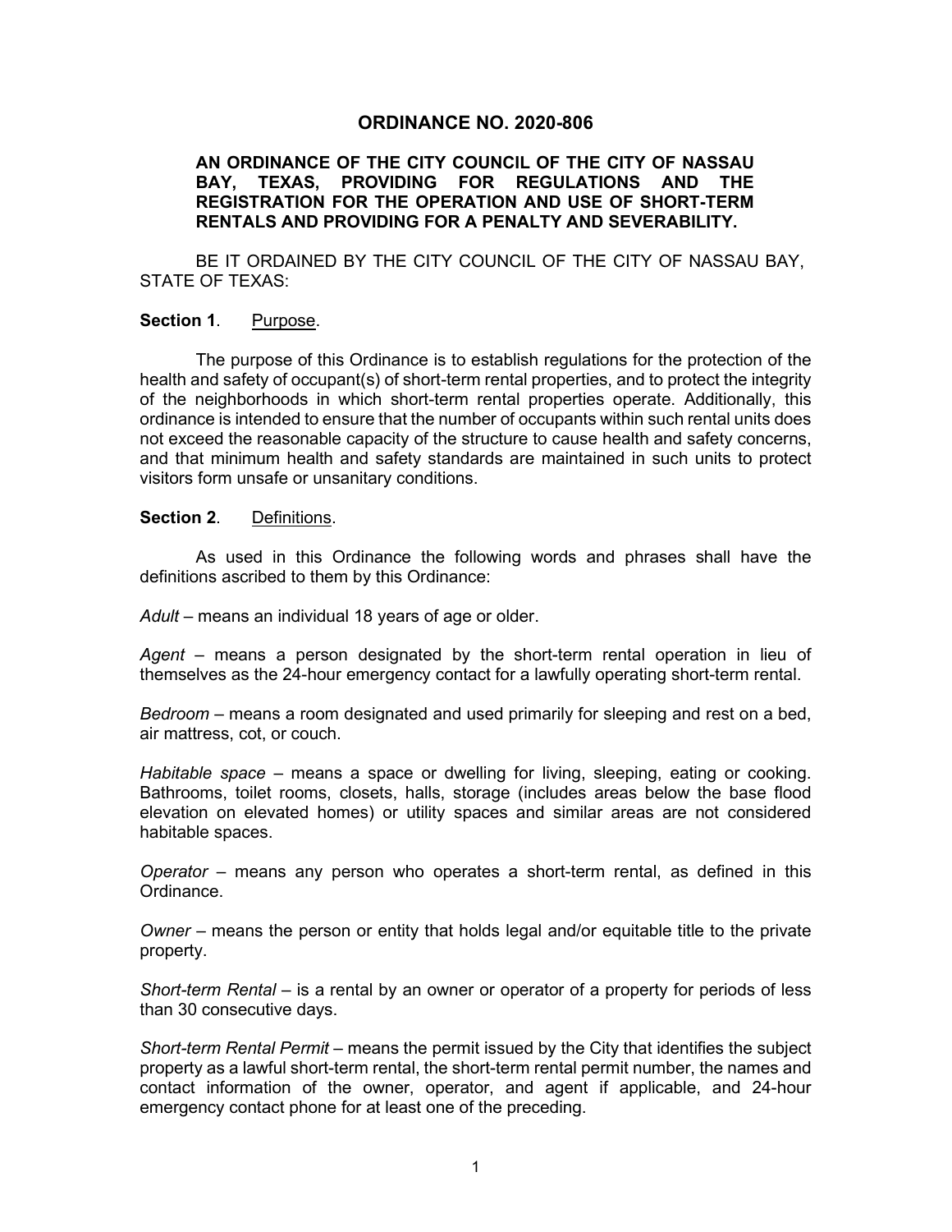# ORDINANCE NO. 2020-806

**AN ORDINANCE OF THE CITY COUNCIL OF THE CITY OF NASSAU BAY, TEXAS, PROVIDING FOR REGULATIONS AND THE REGISTRATION FOR THE OPERATION AND USE OF SHORT-TERM RENTALS AND PROVIDING FOR A PENALTY AND SEVERABILITY.**

BE IT ORDAINED BY THE CITY COUNCIL OF THE CITY OF NASSAU BAY, STATE OF TEXAS:

**Section 1**. Purpose.

The purpose of this Ordinance is to establish regulations for the protection of the health and safety of occupant(s) of short-term rental properties, and to protect the integrity of the neighborhoods in which short-term rental properties operate. Additionally, this ordinance is intended to ensure that the number of occupants within such rental units does not exceed the reasonable capacity of the structure to cause health and safety concerns, and that minimum health and safety standards are maintained in such units to protect visitors form unsafe or unsanitary conditions.

**Section 2**. Definitions.

As used in this Ordinance the following words and phrases shall have the definitions ascribed to them by this Ordinance:

*Adult* – means an individual 18 years of age or older.

*Agent* – means a person designated by the short-term rental operation in lieu of themselves as the 24-hour emergency contact for a lawfully operating short-term rental.

*Bedroom* – means a room designated and used primarily for sleeping and rest on a bed, air mattress, cot, or couch.

*Habitable space* – means a space or dwelling for living, sleeping, eating or cooking. Bathrooms, toilet rooms, closets, halls, storage (includes areas below the base flood elevation on elevated homes) or utility spaces and similar areas are not considered habitable spaces.

*Operator* – means any person who operates a short-term rental, as defined in this Ordinance.

*Owner* – means the person or entity that holds legal and/or equitable title to the private property.

*Short-term Rental* – is a rental by an owner or operator of a property for periods of less than 30 consecutive days.

*Short-term Rental Permit* – means the permit issued by the City that identifies the subject property as a lawful short-term rental, the short-term rental permit number, the names and contact information of the owner, operator, and agent if applicable, and 24-hour emergency contact phone for at least one of the preceding.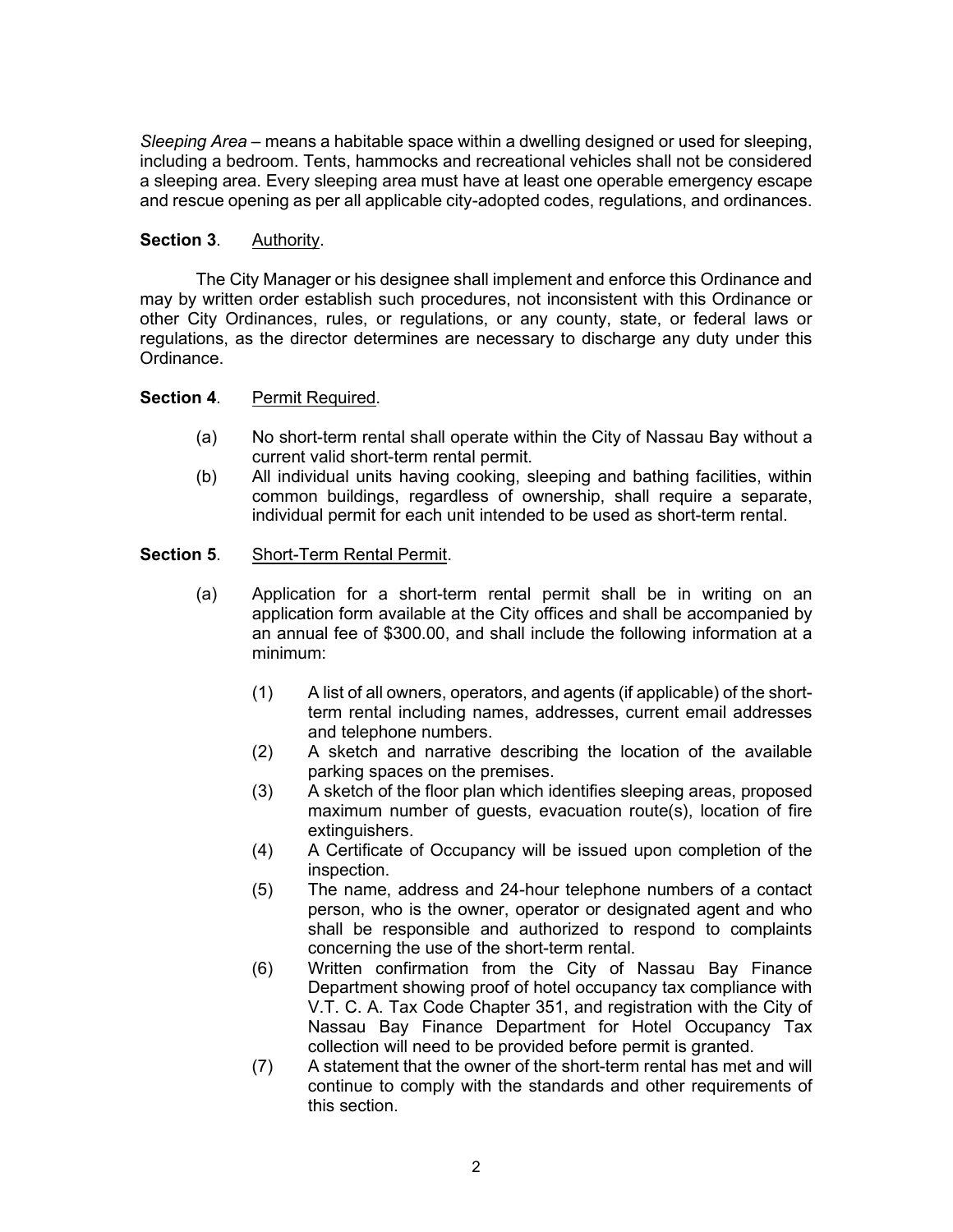*Sleeping Area* – means a habitable space within a dwelling designed or used for sleeping, including a bedroom. Tents, hammocks and recreational vehicles shall not be considered a sleeping area. Every sleeping area must have at least one operable emergency escape and rescue opening as per all applicable city-adopted codes, regulations, and ordinances.

**Section 3**. Authority.

The City Manager or his designee shall implement and enforce this Ordinance and may by written order establish such procedures, not inconsistent with this Ordinance or other City Ordinances, rules, or regulations, or any county, state, or federal laws or regulations, as the director determines are necessary to discharge any duty under this Ordinance.

**Section 4**. Permit Required.

(a) No short-term rental shall operate within the City of Nassau Bay without a current valid short-term rental permit.

(b) All individual units having cooking, sleeping and bathing facilities, within common buildings, regardless of ownership, shall require a separate, individual permit for each unit intended to be used as short-term rental.

**Section 5**. Short-Term Rental Permit.

(a) Application for a short-term rental permit shall be in writing on an application form available at the City offices and shall be accompanied by an annual fee of $300.00, and shall include the following information at a minimum:

(1) A list of all owners, operators, and agents (if applicable) of the short-term rental including names, addresses, current email addresses and telephone numbers.

(2) A sketch and narrative describing the location of the available parking spaces on the premises.

(3) A sketch of the floor plan which identifies sleeping areas, proposed maximum number of guests, evacuation route(s), location of fire extinguishers.

(4) A Certificate of Occupancy will be issued upon completion of the inspection.

(5) The name, address and 24-hour telephone numbers of a contact person, who is the owner, operator or designated agent and who shall be responsible and authorized to respond to complaints concerning the use of the short-term rental.

(6) Written confirmation from the City of Nassau Bay Finance Department showing proof of hotel occupancy tax compliance with V.T. C. A. Tax Code Chapter 351, and registration with the City of Nassau Bay Finance Department for Hotel Occupancy Tax collection will need to be provided before permit is granted.

(7) A statement that the owner of the short-term rental has met and will continue to comply with the standards and other requirements of this section.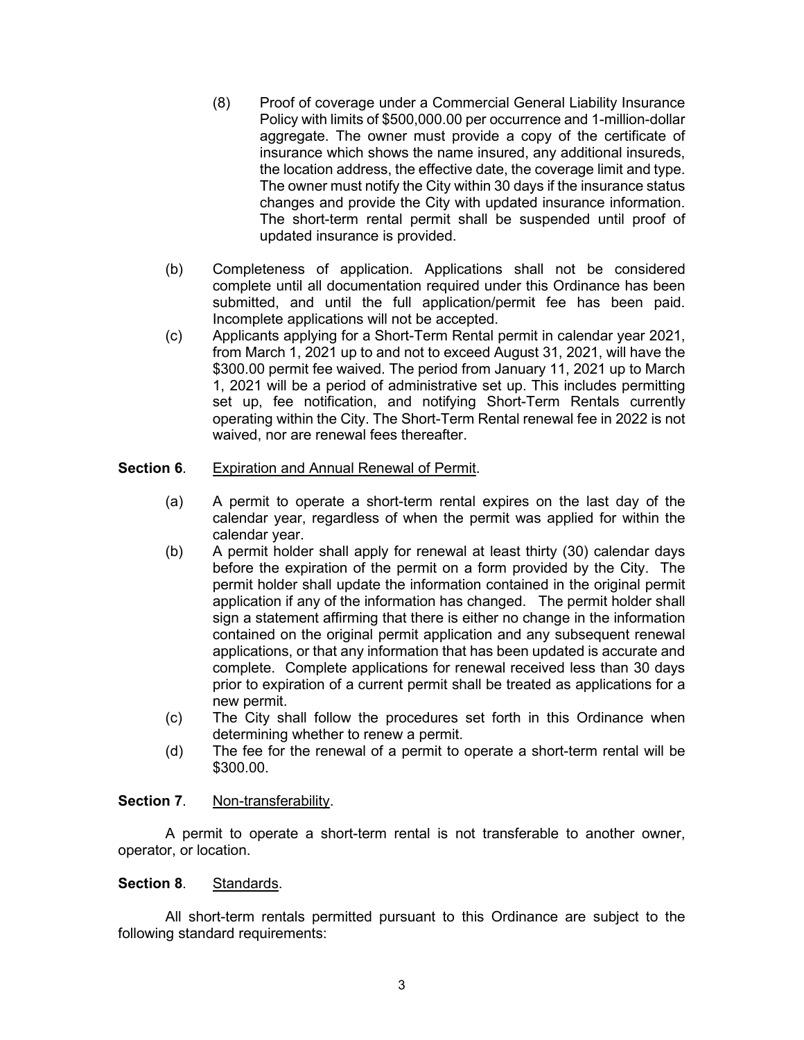(8) Proof of coverage under a Commercial General Liability Insurance Policy with limits of $500,000.00 per occurrence and 1-million-dollar aggregate. The owner must provide a copy of the certificate of insurance which shows the name insured, any additional insureds, the location address, the effective date, the coverage limit and type. The owner must notify the City within 30 days if the insurance status changes and provide the City with updated insurance information. The short-term rental permit shall be suspended until proof of updated insurance is provided.

(b) Completeness of application. Applications shall not be considered complete until all documentation required under this Ordinance has been submitted, and until the full application/permit fee has been paid. Incomplete applications will not be accepted.

(c) Applicants applying for a Short-Term Rental permit in calendar year 2021, from March 1, 2021 up to and not to exceed August 31, 2021, will have the $300.00 permit fee waived. The period from January 11, 2021 up to March 1, 2021 will be a period of administrative set up. This includes permitting set up, fee notification, and notifying Short-Term Rentals currently operating within the City. The Short-Term Rental renewal fee in 2022 is not waived, nor are renewal fees thereafter.

**Section 6**. Expiration and Annual Renewal of Permit.

(a) A permit to operate a short-term rental expires on the last day of the calendar year, regardless of when the permit was applied for within the calendar year.

(b) A permit holder shall apply for renewal at least thirty (30) calendar days before the expiration of the permit on a form provided by the City. The permit holder shall update the information contained in the original permit application if any of the information has changed. The permit holder shall sign a statement affirming that there is either no change in the information contained on the original permit application and any subsequent renewal applications, or that any information that has been updated is accurate and complete. Complete applications for renewal received less than 30 days prior to expiration of a current permit shall be treated as applications for a new permit.

(c) The City shall follow the procedures set forth in this Ordinance when determining whether to renew a permit.

(d) The fee for the renewal of a permit to operate a short-term rental will be $300.00.

**Section 7**. Non-transferability.

A permit to operate a short-term rental is not transferable to another owner, operator, or location.

**Section 8**. Standards.

All short-term rentals permitted pursuant to this Ordinance are subject to the following standard requirements: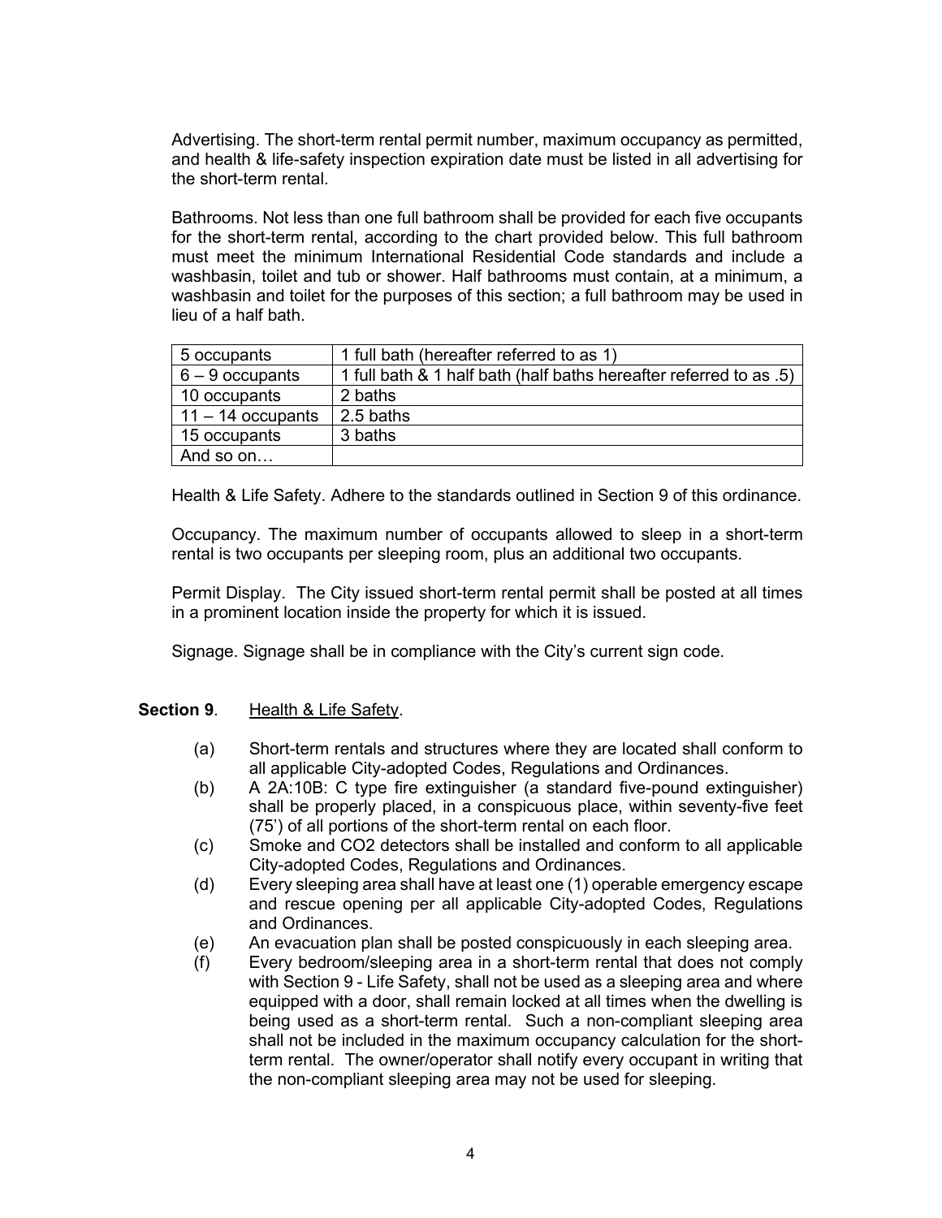Advertising. The short-term rental permit number, maximum occupancy as permitted, and health & life-safety inspection expiration date must be listed in all advertising for the short-term rental.

Bathrooms. Not less than one full bathroom shall be provided for each five occupants for the short-term rental, according to the chart provided below. This full bathroom must meet the minimum International Residential Code standards and include a washbasin, toilet and tub or shower. Half bathrooms must contain, at a minimum, a washbasin and toilet for the purposes of this section; a full bathroom may be used in lieu of a half bath.

| | |
|---|---|
| 5 occupants | 1 full bath (hereafter referred to as 1) |
| 6 – 9 occupants | 1 full bath & 1 half bath (half baths hereafter referred to as .5) |
| 10 occupants | 2 baths |
| 11 – 14 occupants | 2.5 baths |
| 15 occupants | 3 baths |
| And so on… | |

Health & Life Safety. Adhere to the standards outlined in Section 9 of this ordinance.

Occupancy. The maximum number of occupants allowed to sleep in a short-term rental is two occupants per sleeping room, plus an additional two occupants.

Permit Display. The City issued short-term rental permit shall be posted at all times in a prominent location inside the property for which it is issued.

Signage. Signage shall be in compliance with the City's current sign code.

**Section 9**. Health & Life Safety.

(a) Short-term rentals and structures where they are located shall conform to all applicable City-adopted Codes, Regulations and Ordinances.

(b) A 2A:10B: C type fire extinguisher (a standard five-pound extinguisher) shall be properly placed, in a conspicuous place, within seventy-five feet (75') of all portions of the short-term rental on each floor.

(c) Smoke and CO2 detectors shall be installed and conform to all applicable City-adopted Codes, Regulations and Ordinances.

(d) Every sleeping area shall have at least one (1) operable emergency escape and rescue opening per all applicable City-adopted Codes, Regulations and Ordinances.

(e) An evacuation plan shall be posted conspicuously in each sleeping area.

(f) Every bedroom/sleeping area in a short-term rental that does not comply with Section 9 - Life Safety, shall not be used as a sleeping area and where equipped with a door, shall remain locked at all times when the dwelling is being used as a short-term rental. Such a non-compliant sleeping area shall not be included in the maximum occupancy calculation for the short-term rental. The owner/operator shall notify every occupant in writing that the non-compliant sleeping area may not be used for sleeping.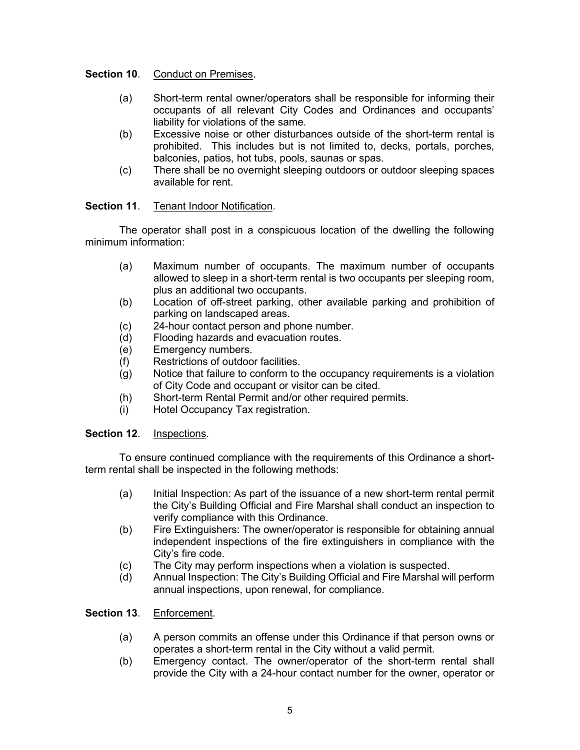**Section 10**. Conduct on Premises.

- (a) Short-term rental owner/operators shall be responsible for informing their occupants of all relevant City Codes and Ordinances and occupants' liability for violations of the same.
- (b) Excessive noise or other disturbances outside of the short-term rental is prohibited. This includes but is not limited to, decks, portals, porches, balconies, patios, hot tubs, pools, saunas or spas.
- (c) There shall be no overnight sleeping outdoors or outdoor sleeping spaces available for rent.

**Section 11**. Tenant Indoor Notification.

The operator shall post in a conspicuous location of the dwelling the following minimum information:

- (a) Maximum number of occupants. The maximum number of occupants allowed to sleep in a short-term rental is two occupants per sleeping room, plus an additional two occupants.
- (b) Location of off-street parking, other available parking and prohibition of parking on landscaped areas.
- (c) 24-hour contact person and phone number.
- (d) Flooding hazards and evacuation routes.
- (e) Emergency numbers.
- (f) Restrictions of outdoor facilities.
- (g) Notice that failure to conform to the occupancy requirements is a violation of City Code and occupant or visitor can be cited.
- (h) Short-term Rental Permit and/or other required permits.
- (i) Hotel Occupancy Tax registration.

**Section 12**. Inspections.

To ensure continued compliance with the requirements of this Ordinance a short-term rental shall be inspected in the following methods:

- (a) Initial Inspection: As part of the issuance of a new short-term rental permit the City's Building Official and Fire Marshal shall conduct an inspection to verify compliance with this Ordinance.
- (b) Fire Extinguishers: The owner/operator is responsible for obtaining annual independent inspections of the fire extinguishers in compliance with the City's fire code.
- (c) The City may perform inspections when a violation is suspected.
- (d) Annual Inspection: The City's Building Official and Fire Marshal will perform annual inspections, upon renewal, for compliance.

**Section 13**. Enforcement.

- (a) A person commits an offense under this Ordinance if that person owns or operates a short-term rental in the City without a valid permit.
- (b) Emergency contact. The owner/operator of the short-term rental shall provide the City with a 24-hour contact number for the owner, operator or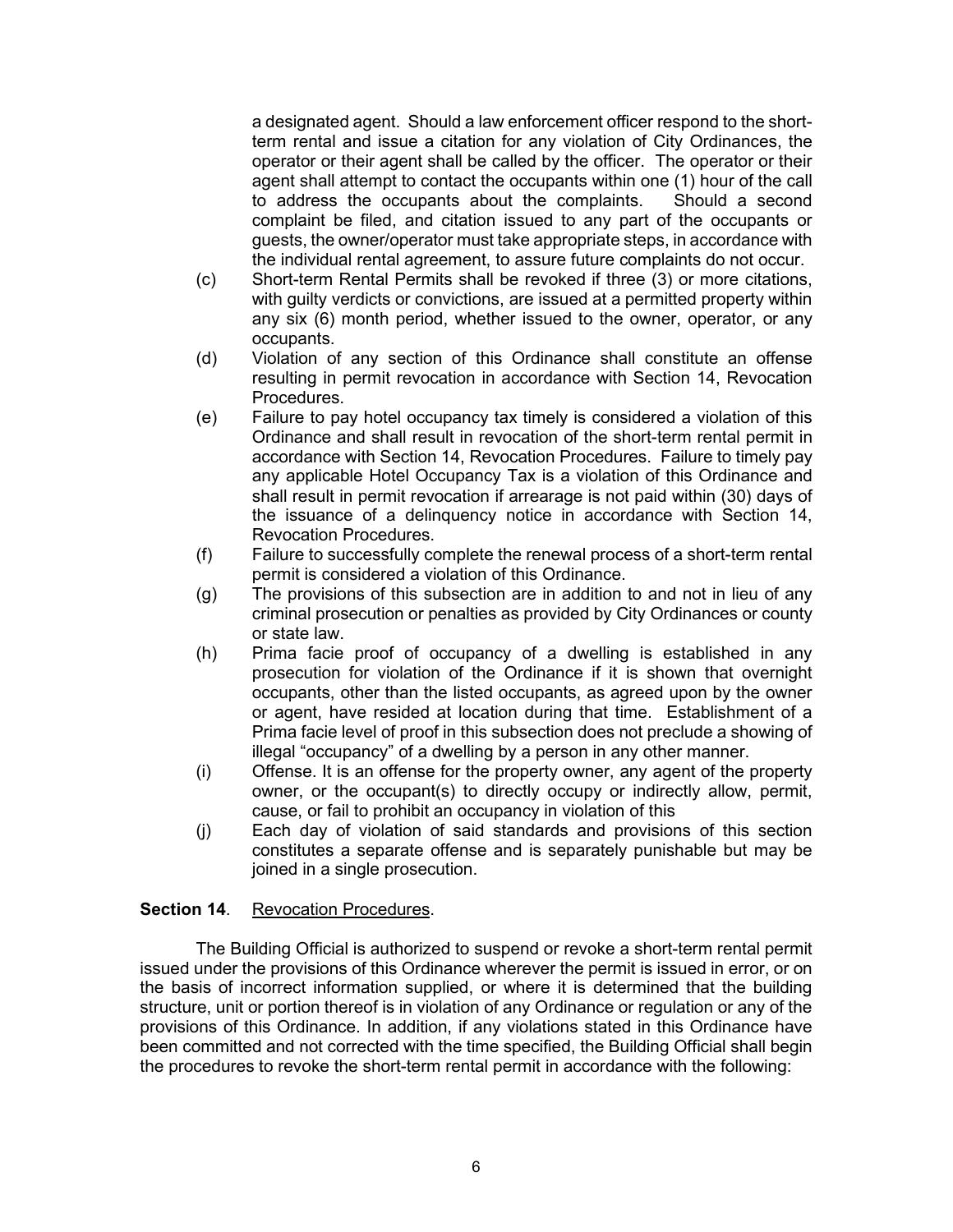a designated agent. Should a law enforcement officer respond to the short-term rental and issue a citation for any violation of City Ordinances, the operator or their agent shall be called by the officer. The operator or their agent shall attempt to contact the occupants within one (1) hour of the call to address the occupants about the complaints. Should a second complaint be filed, and citation issued to any part of the occupants or guests, the owner/operator must take appropriate steps, in accordance with the individual rental agreement, to assure future complaints do not occur.

(c) Short-term Rental Permits shall be revoked if three (3) or more citations, with guilty verdicts or convictions, are issued at a permitted property within any six (6) month period, whether issued to the owner, operator, or any occupants.

(d) Violation of any section of this Ordinance shall constitute an offense resulting in permit revocation in accordance with Section 14, Revocation Procedures.

(e) Failure to pay hotel occupancy tax timely is considered a violation of this Ordinance and shall result in revocation of the short-term rental permit in accordance with Section 14, Revocation Procedures. Failure to timely pay any applicable Hotel Occupancy Tax is a violation of this Ordinance and shall result in permit revocation if arrearage is not paid within (30) days of the issuance of a delinquency notice in accordance with Section 14, Revocation Procedures.

(f) Failure to successfully complete the renewal process of a short-term rental permit is considered a violation of this Ordinance.

(g) The provisions of this subsection are in addition to and not in lieu of any criminal prosecution or penalties as provided by City Ordinances or county or state law.

(h) Prima facie proof of occupancy of a dwelling is established in any prosecution for violation of the Ordinance if it is shown that overnight occupants, other than the listed occupants, as agreed upon by the owner or agent, have resided at location during that time. Establishment of a Prima facie level of proof in this subsection does not preclude a showing of illegal "occupancy" of a dwelling by a person in any other manner.

(i) Offense. It is an offense for the property owner, any agent of the property owner, or the occupant(s) to directly occupy or indirectly allow, permit, cause, or fail to prohibit an occupancy in violation of this

(j) Each day of violation of said standards and provisions of this section constitutes a separate offense and is separately punishable but may be joined in a single prosecution.

**Section 14**. Revocation Procedures.

The Building Official is authorized to suspend or revoke a short-term rental permit issued under the provisions of this Ordinance wherever the permit is issued in error, or on the basis of incorrect information supplied, or where it is determined that the building structure, unit or portion thereof is in violation of any Ordinance or regulation or any of the provisions of this Ordinance. In addition, if any violations stated in this Ordinance have been committed and not corrected with the time specified, the Building Official shall begin the procedures to revoke the short-term rental permit in accordance with the following: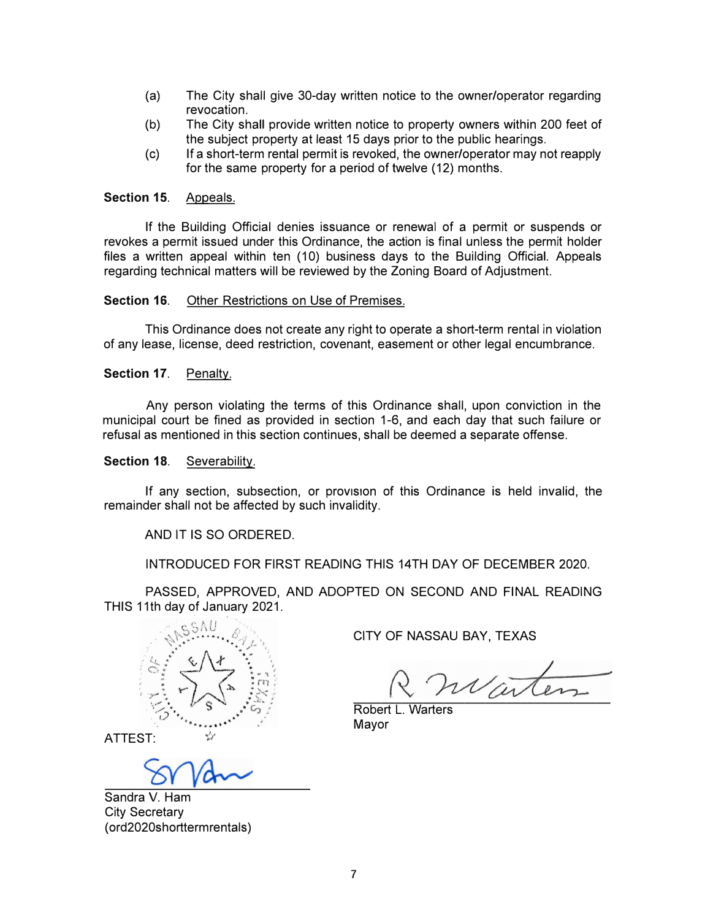(a) The City shall give 30-day written notice to the owner/operator regarding revocation.

(b) The City shall provide written notice to property owners within 200 feet of the subject property at least 15 days prior to the public hearings.

(c) If a short-term rental permit is revoked, the owner/operator may not reapply for the same property for a period of twelve (12) months.

**Section 15**. Appeals.

If the Building Official denies issuance or renewal of a permit or suspends or revokes a permit issued under this Ordinance, the action is final unless the permit holder files a written appeal within ten (10) business days to the Building Official. Appeals regarding technical matters will be reviewed by the Zoning Board of Adjustment.

**Section 16**. Other Restrictions on Use of Premises.

This Ordinance does not create any right to operate a short-term rental in violation of any lease, license, deed restriction, covenant, easement or other legal encumbrance.

**Section 17**. Penalty.

Any person violating the terms of this Ordinance shall, upon conviction in the municipal court be fined as provided in section 1-6, and each day that such failure or refusal as mentioned in this section continues, shall be deemed a separate offense.

**Section 18**. Severability.

If any section, subsection, or provision of this Ordinance is held invalid, the remainder shall not be affected by such invalidity.

AND IT IS SO ORDERED.

INTRODUCED FOR FIRST READING THIS 14TH DAY OF DECEMBER 2020.

PASSED, APPROVED, AND ADOPTED ON SECOND AND FINAL READING THIS 11th day of January 2021.

CITY OF NASSAU BAY, TEXAS

Robert L. Warters
Mayor

ATTEST:

Sandra V. Ham
City Secretary
(ord2020shorttermrentals)